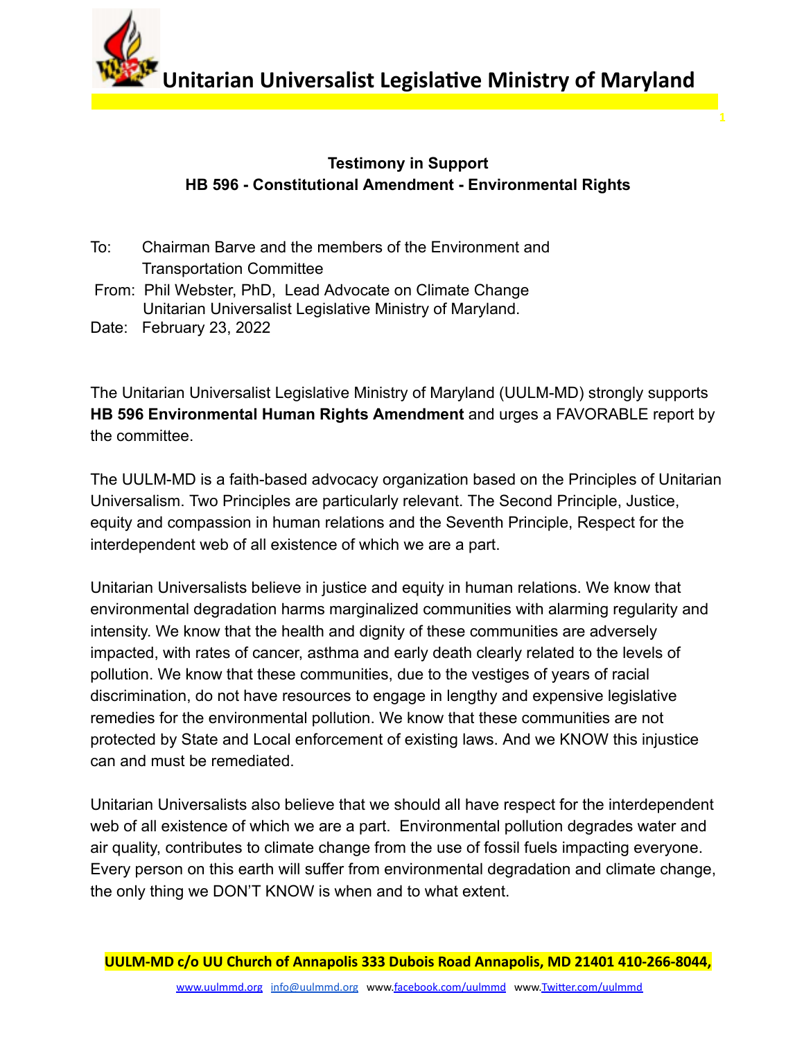# Unitarian Universalist Legislative Ministry of Maryland

**Testimony in Support**
**HB 596 - Constitutional Amendment - Environmental Rights**

To: Chairman Barve and the members of the Environment and Transportation Committee
From: Phil Webster, PhD, Lead Advocate on Climate Change
Unitarian Universalist Legislative Ministry of Maryland.
Date: February 23, 2022

The Unitarian Universalist Legislative Ministry of Maryland (UULM-MD) strongly supports **HB 596 Environmental Human Rights Amendment** and urges a FAVORABLE report by the committee.

The UULM-MD is a faith-based advocacy organization based on the Principles of Unitarian Universalism. Two Principles are particularly relevant. The Second Principle, Justice, equity and compassion in human relations and the Seventh Principle, Respect for the interdependent web of all existence of which we are a part.

Unitarian Universalists believe in justice and equity in human relations. We know that environmental degradation harms marginalized communities with alarming regularity and intensity. We know that the health and dignity of these communities are adversely impacted, with rates of cancer, asthma and early death clearly related to the levels of pollution. We know that these communities, due to the vestiges of years of racial discrimination, do not have resources to engage in lengthy and expensive legislative remedies for the environmental pollution. We know that these communities are not protected by State and Local enforcement of existing laws. And we KNOW this injustice can and must be remediated.

Unitarian Universalists also believe that we should all have respect for the interdependent web of all existence of which we are a part. Environmental pollution degrades water and air quality, contributes to climate change from the use of fossil fuels impacting everyone. Every person on this earth will suffer from environmental degradation and climate change, the only thing we DON'T KNOW is when and to what extent.

UULM-MD c/o UU Church of Annapolis 333 Dubois Road Annapolis, MD 21401 410-266-8044,
www.uulmmd.org info@uulmmd.org www.facebook.com/uulmmd www.Twitter.com/uulmmd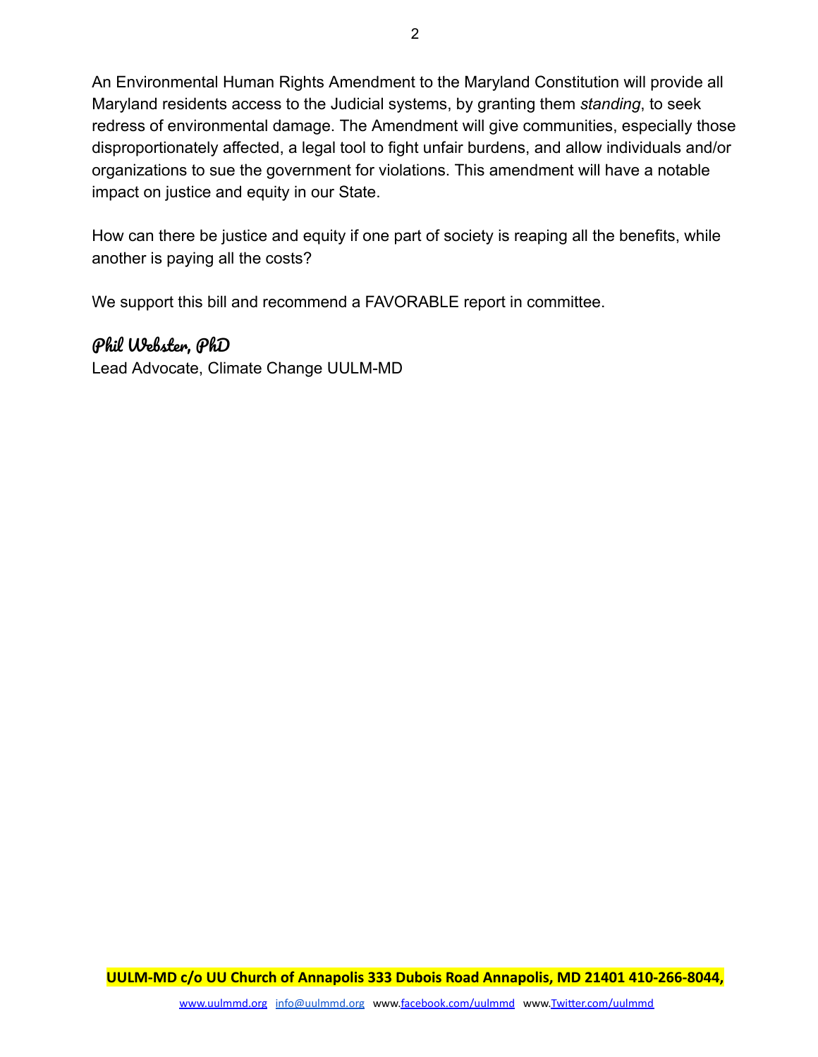An Environmental Human Rights Amendment to the Maryland Constitution will provide all Maryland residents access to the Judicial systems, by granting them *standing*, to seek redress of environmental damage. The Amendment will give communities, especially those disproportionately affected, a legal tool to fight unfair burdens, and allow individuals and/or organizations to sue the government for violations. This amendment will have a notable impact on justice and equity in our State.

How can there be justice and equity if one part of society is reaping all the benefits, while another is paying all the costs?

We support this bill and recommend a FAVORABLE report in committee.

***Phil Webster, PhD***
Lead Advocate, Climate Change UULM-MD

**UULM-MD c/o UU Church of Annapolis 333 Dubois Road Annapolis, MD 21401 410-266-8044,**

www.uulmmd.org info@uulmmd.org www.facebook.com/uulmmd www.Twitter.com/uulmmd